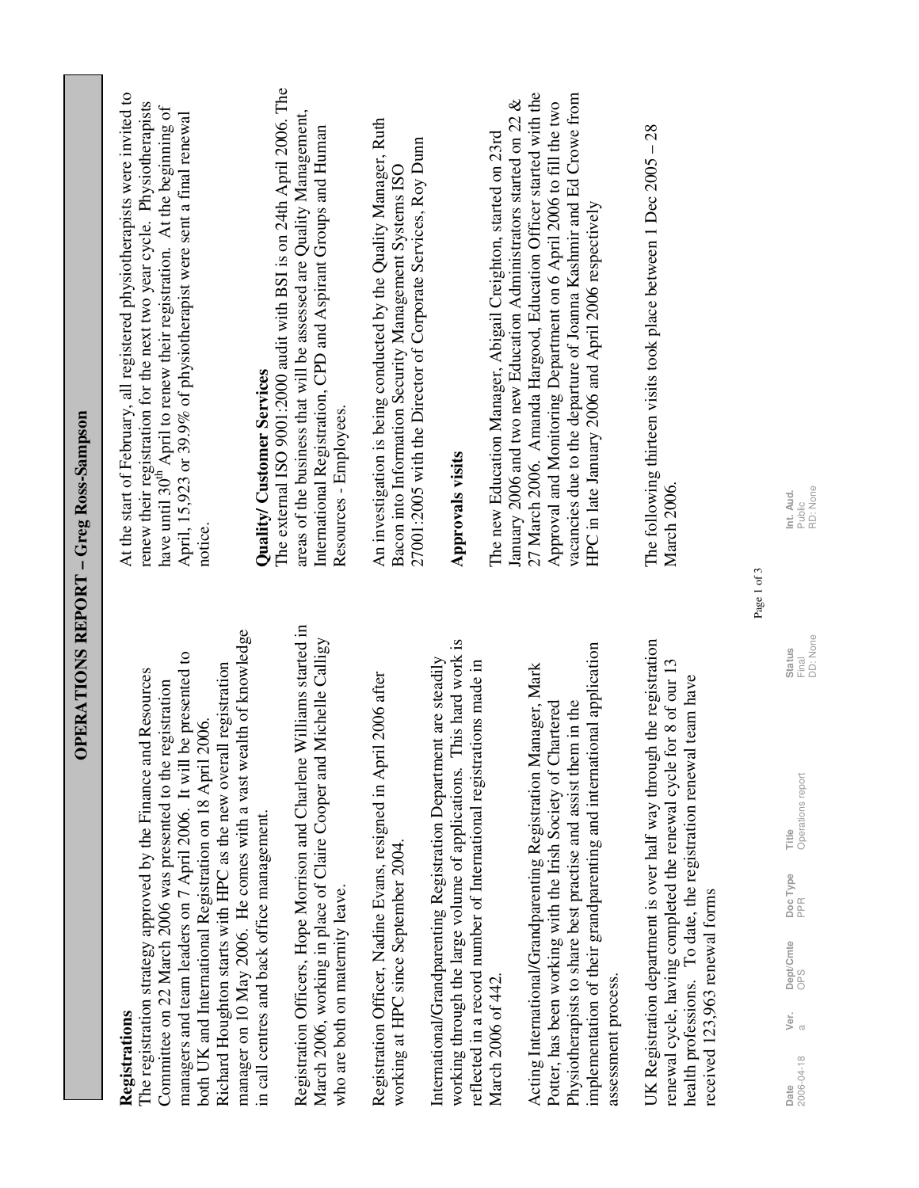# OPERATIONS REPORT – Greg Ross-Sampson

## Registrations

The registration strategy approved by the Finance and Resources Committee on 22 March 2006 was presented to the registration managers and team leaders on 7 April 2006. It will be presented to both UK and International Registration on 18 April 2006.

Richard Houghton starts with HPC as the new overall registration manager on 10 May 2006. He comes with a vast wealth of knowledge in call centres and back office management.

Registration Officers, Hope Morrison and Charlene Williams started in March 2006, working in place of Claire Cooper and Michelle Calligy who are both on maternity leave.

Registration Officer, Nadine Evans, resigned in April 2006 after working at HPC since September 2004.

International/Grandparenting Registration Department are steadily working through the large volume of applications. This hard work is reflected in a record number of International registrations made in March 2006 of 442.

Acting International/Grandparenting Registration Manager, Mark Potter, has been working with the Irish Society of Chartered Physiotherapists to share best practise and assist them in the implementation of their grandparenting and international application assessment process.

UK Registration department is over half way through the registration renewal cycle, having completed the renewal cycle for 8 of our 13 health professions. To date, the registration renewal team have received 123,963 renewal forms

At the start of February, all registered physiotherapists were invited to renew their registration for the next two year cycle. Physiotherapists have until 30th April to renew their registration. At the beginning of April, 15,923 or 39.9% of physiotherapist were sent a final renewal notice.

## Quality/ Customer Services

The external ISO 9001:2000 audit with BSI is on 24th April 2006. The areas of the business that will be assessed are Quality Management, International Registration, CPD and Aspirant Groups and Human Resources - Employees.

An investigation is being conducted by the Quality Manager, Ruth Bacon into Information Security Management Systems ISO 27001:2005 with the Director of Corporate Services, Roy Dunn

## Approvals visits

The new Education Manager, Abigail Creighton, started on 23rd January 2006 and two new Education Administrators started on 22 & 27 March 2006. Amanda Hargood, Education Officer started with the Approval and Monitoring Department on 6 April 2006 to fill the two vacancies due to the departure of Joanna Kashmir and Ed Crowe from HPC in late January 2006 and April 2006 respectively

The following thirteen visits took place between 1 Dec 2005 – 28 March 2006.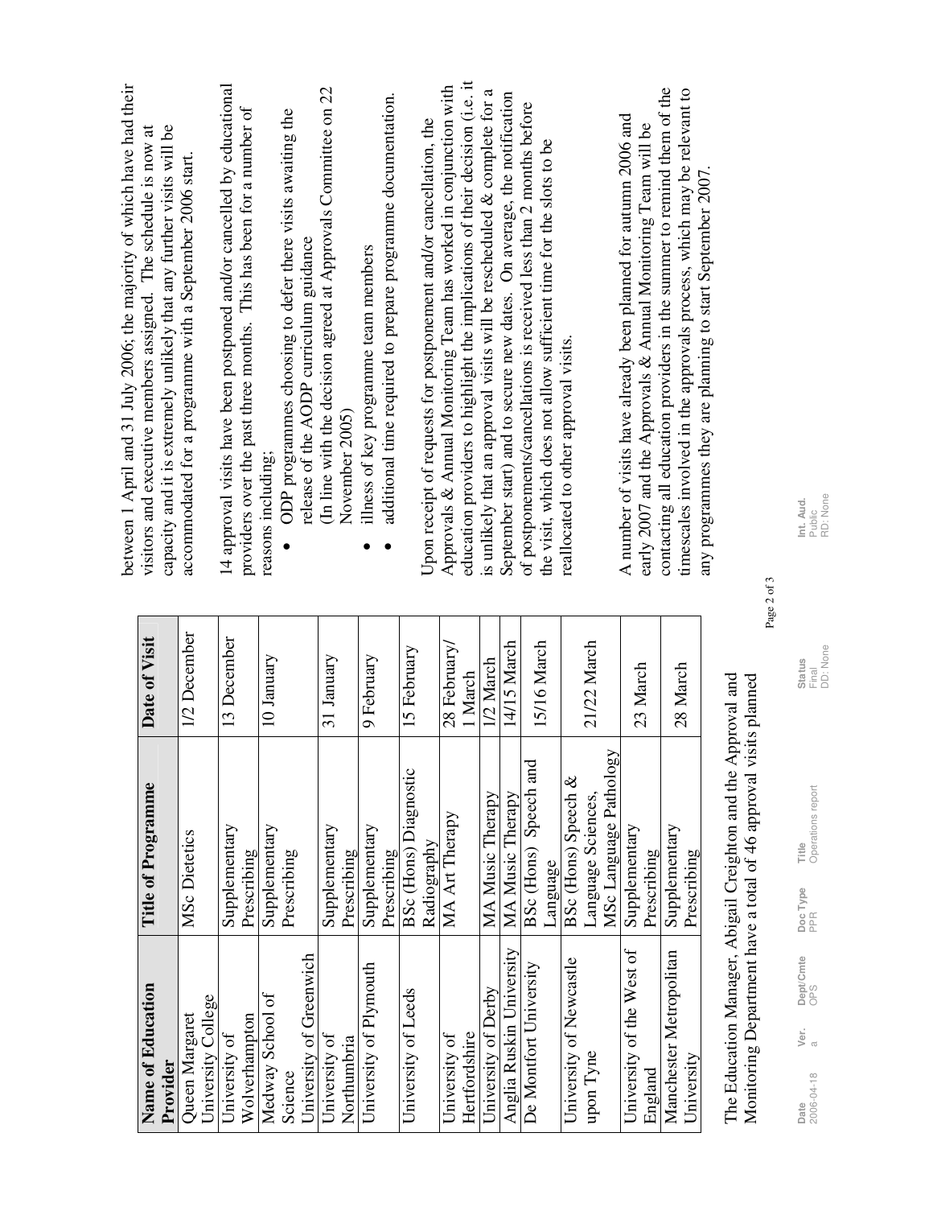| Name of Education Provider | Title of Programme | Date of Visit |
|---|---|---|
| Queen Margaret University College | MSc Dietetics | 1/2 December |
| University of Wolverhampton | Supplementary Prescribing | 13 December |
| Medway School of Science University of Greenwich | Supplementary Prescribing | 10 January |
| University of Northumbria | Supplementary Prescribing | 31 January |
| University of Plymouth | Supplementary Prescribing | 9 February |
| University of Leeds | BSc (Hons) Diagnostic Radiography | 15 February |
| University of Hertfordshire | MA Art Therapy | 28 February/ 1 March |
| University of Derby | MA Music Therapy | 1/2 March |
| Anglia Ruskin University | MA Music Therapy | 14/15 March |
| De Montfort University | BSc (Hons) Speech and Language | 15/16 March |
| University of Newcastle upon Tyne | BSc (Hons) Speech & Language Sciences, MSc Language Pathology | 21/22 March |
| University of the West of England | Supplementary Prescribing | 23 March |
| Manchester Metropolitan University | Supplementary Prescribing | 28 March |

The Education Manager, Abigail Creighton and the Approval and Monitoring Department have a total of 46 approval visits planned between 1 April and 31 July 2006; the majority of which have had their visitors and executive members assigned. The schedule is now at capacity and it is extremely unlikely that any further visits will be accommodated for a programme with a September 2006 start.

14 approval visits have been postponed and/or cancelled by educational providers over the past three months. This has been for a number of reasons including;

- ODP programmes choosing to defer there visits awaiting the release of the AODP curriculum guidance (In line with the decision agreed at Approvals Committee on 22 November 2005)
- illness of key programme team members
- additional time required to prepare programme documentation.

Upon receipt of requests for postponement and/or cancellation, the Approvals & Annual Monitoring Team has worked in conjunction with education providers to highlight the implications of their decision (i.e. it is unlikely that an approval visits will be rescheduled & complete for a September start) and to secure new dates. On average, the notification of postponements/cancellations is received less than 2 months before the visit, which does not allow sufficient time for the slots to be reallocated to other approval visits.

A number of visits have already been planned for autumn 2006 and early 2007 and the Approvals & Annual Monitoring Team will be contacting all education providers in the summer to remind them of the timescales involved in the approvals process, which may be relevant to any programmes they are planning to start September 2007.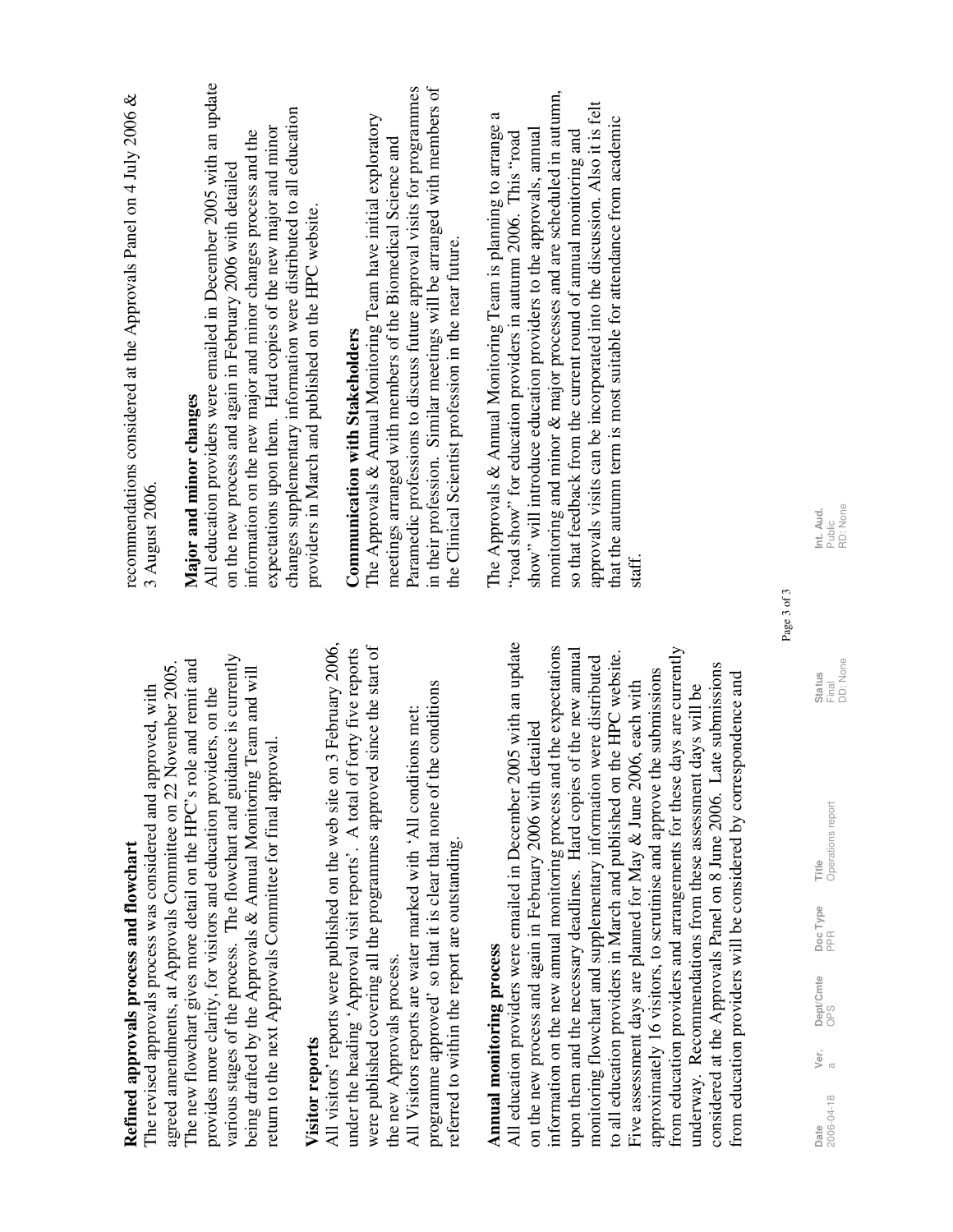## Refined approvals process and flowchart

The revised approvals process was considered and approved, with agreed amendments, at Approvals Committee on 22 November 2005. The new flowchart gives more detail on the HPC's role and remit and provides more clarity, for visitors and education providers, on the various stages of the process. The flowchart and guidance is currently being drafted by the Approvals & Annual Monitoring Team and will return to the next Approvals Committee for final approval.

## Visitor reports

All visitors' reports were published on the web site on 3 February 2006, under the heading 'Approval visit reports'. A total of forty five reports were published covering all the programmes approved since the start of the new Approvals process.

All Visitors reports are water marked with 'All conditions met: programme approved' so that it is clear that none of the conditions referred to within the report are outstanding.

## Annual monitoring process

All education providers were emailed in December 2005 with an update on the new process and again in February 2006 with detailed information on the new annual monitoring process and the expectations upon them and the necessary deadlines. Hard copies of the new annual monitoring flowchart and supplementary information were distributed to all education providers in March and published on the HPC website. Five assessment days are planned for May & June 2006, each with approximately 16 visitors, to scrutinise and approve the submissions from education providers and arrangements for these days are currently underway. Recommendations from these assessment days will be considered at the Approvals Panel on 8 June 2006. Late submissions from education providers will be considered by correspondence and recommendations considered at the Approvals Panel on 4 July 2006 & 3 August 2006.

## Major and minor changes

All education providers were emailed in December 2005 with an update on the new process and again in February 2006 with detailed information on the new major and minor changes process and the expectations upon them. Hard copies of the new major and minor changes supplementary information were distributed to all education providers in March and published on the HPC website.

## Communication with Stakeholders

The Approvals & Annual Monitoring Team have initial exploratory meetings arranged with members of the Biomedical Science and Paramedic professions to discuss future approval visits for programmes in their profession. Similar meetings will be arranged with members of the Clinical Scientist profession in the near future.

The Approvals & Annual Monitoring Team is planning to arrange a "road show" for education providers in autumn 2006. This "road show" will introduce education providers to the approvals, annual monitoring and minor & major processes and are scheduled in autumn, so that feedback from the current round of annual monitoring and approvals visits can be incorporated into the discussion. Also it is felt that the autumn term is most suitable for attendance from academic staff.